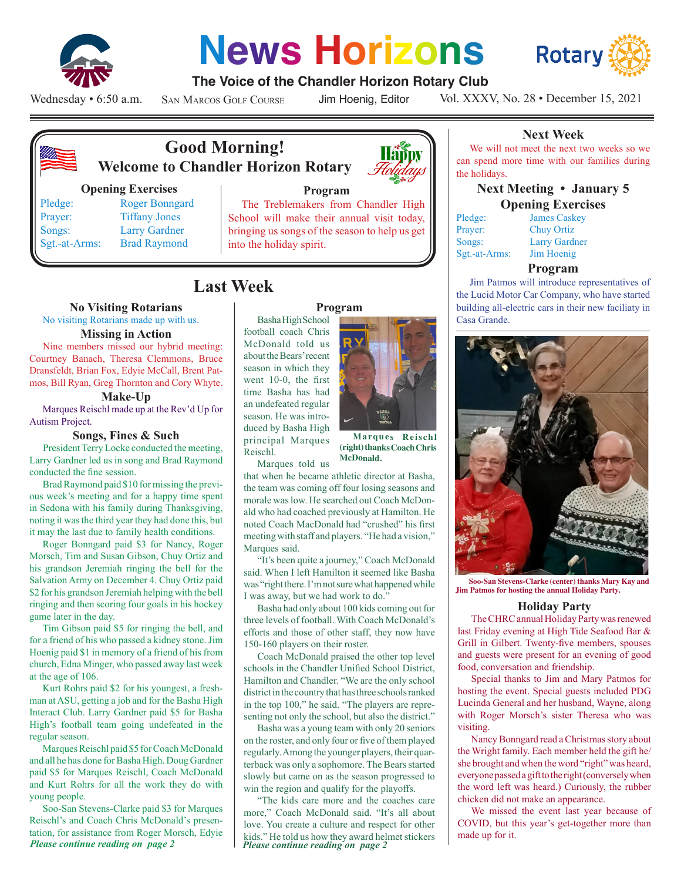# News Horizons

**The Voice of the Chandler Horizon Rotary Club**

Wednesday • 6:50 a.m. San Marcos Golf Course Jim Hoenig, Editor Vol. XXXV, No. 28 • December 15, 2021

## Good Morning!
### Welcome to Chandler Horizon Rotary

Happy Holidays

**Opening Exercises**

| | |
|---|---|
| Pledge: | Roger Bonngard |
| Prayer: | Tiffany Jones |
| Songs: | Larry Gardner |
| Sgt.-at-Arms: | Brad Raymond |

**Program**

The Treblemakers from Chandler High School will make their annual visit today, bringing us songs of the season to help us get into the holiday spirit.

## Last Week

### No Visiting Rotarians

No visiting Rotarians made up with us.

### Missing in Action

Nine members missed our hybrid meeting: Courtney Banach, Theresa Clemmons, Bruce Dransfeldt, Brian Fox, Edyie McCall, Brent Patmos, Bill Ryan, Greg Thornton and Cory Whyte.

### Make-Up

Marques Reischl made up at the Rev'd Up for Autism Project.

### Songs, Fines & Such

President Terry Locke conducted the meeting, Larry Gardner led us in song and Brad Raymond conducted the fine session.

Brad Raymond paid $10 for missing the previous week's meeting and for a happy time spent in Sedona with his family during Thanksgiving, noting it was the third year they had done this, but it may the last due to family health conditions.

Roger Bonngard paid $3 for Nancy, Roger Morsch, Tim and Susan Gibson, Chuy Ortiz and his grandson Jeremiah ringing the bell for the Salvation Army on December 4. Chuy Ortiz paid $2 for his grandson Jeremiah helping with the bell ringing and then scoring four goals in his hockey game later in the day.

Tim Gibson paid $5 for ringing the bell, and for a friend of his who passed a kidney stone. Jim Hoenig paid $1 in memory of a friend of his from church, Edna Minger, who passed away last week at the age of 106.

Kurt Rohrs paid $2 for his youngest, a freshman at ASU, getting a job and for the Basha High Interact Club. Larry Gardner paid $5 for Basha High's football team going undefeated in the regular season.

Marques Reischl paid $5 for Coach McDonald and all he has done for Basha High. Doug Gardner paid $5 for Marques Reischl, Coach McDonald and Kurt Rohrs for all the work they do with young people.

Soo-San Stevens-Clarke paid $3 for Marques Reischl's and Coach Chris McDonald's presentation, for assistance from Roger Morsch, Edyie

***Please continue reading on page 2***

### Program

Basha High School football coach Chris McDonald told us about the Bears' recent season in which they went 10-0, the first time Basha has had an undefeated regular season. He was introduced by Basha High principal Marques Reischl.

**Marques Reischl (right) thanks Coach Chris McDonald.**

Marques told us that when he became athletic director at Basha, the team was coming off four losing seasons and morale was low. He searched out Coach McDonald who had coached previously at Hamilton. He noted Coach MacDonald had "crushed" his first meeting with staff and players. "He had a vision," Marques said.

"It's been quite a journey," Coach McDonald said. When I left Hamilton it seemed like Basha was "right there. I'm not sure what happened while I was away, but we had work to do."

Basha had only about 100 kids coming out for three levels of football. With Coach McDonald's efforts and those of other staff, they now have 150-160 players on their roster.

Coach McDonald praised the other top level schools in the Chandler Unified School District, Hamilton and Chandler. "We are the only school district in the country that has three schools ranked in the top 100," he said. "The players are representing not only the school, but also the district."

Basha was a young team with only 20 seniors on the roster, and only four or five of them played regularly. Among the younger players, their quarterback was only a sophomore. The Bears started slowly but came on as the season progressed to win the region and qualify for the playoffs.

"The kids care more and the coaches care more," Coach McDonald said. "It's all about love. You create a culture and respect for other kids." He told us how they award helmet stickers

***Please continue reading on page 2***

## Next Week

We will not meet the next two weeks so we can spend more time with our families during the holidays.

### Next Meeting • January 5

**Opening Exercises**

| | |
|---|---|
| Pledge: | James Caskey |
| Prayer: | Chuy Ortiz |
| Songs: | Larry Gardner |
| Sgt.-at-Arms: | Jim Hoenig |

**Program**

Jim Patmos will introduce representatives of the Lucid Motor Car Company, who have started building all-electric cars in their new faciliaty in Casa Grande.

**Soo-San Stevens-Clarke (center) thanks Mary Kay and Jim Patmos for hosting the annual Holiday Party.**

### Holiday Party

The CHRC annual Holiday Party was renewed last Friday evening at High Tide Seafood Bar & Grill in Gilbert. Twenty-five members, spouses and guests were present for an evening of good food, conversation and friendship.

Special thanks to Jim and Mary Patmos for hosting the event. Special guests included PDG Lucinda General and her husband, Wayne, along with Roger Morsch's sister Theresa who was visiting.

Nancy Bonngard read a Christmas story about the Wright family. Each member held the gift he/she brought and when the word "right" was heard, everyone passed a gift to the right (conversely when the word left was heard.) Curiously, the rubber chicken did not make an appearance.

We missed the event last year because of COVID, but this year's get-together more than made up for it.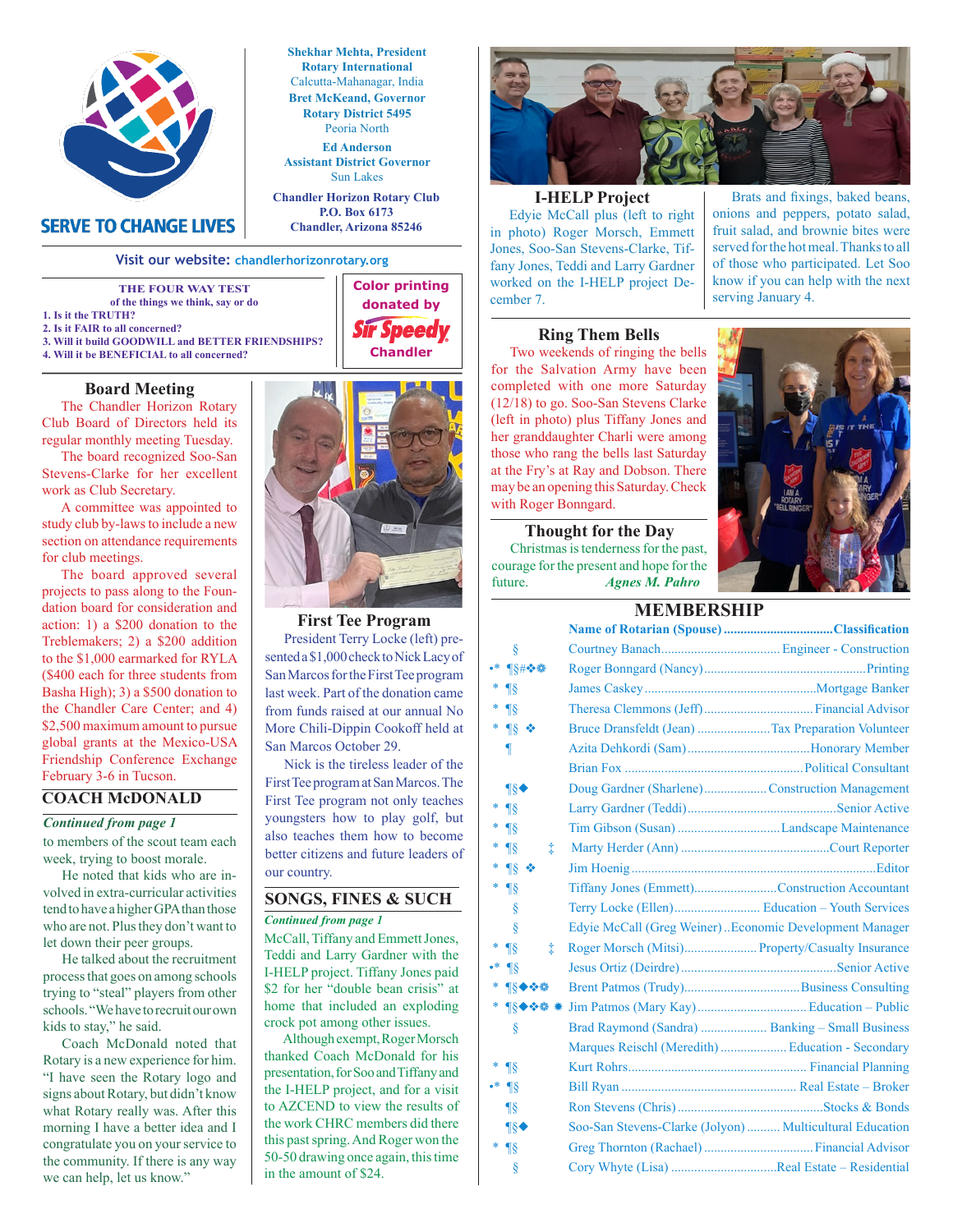SERVE TO CHANGE LIVES

**Shekhar Mehta, President**
**Rotary International**
Calcutta-Mahanagar, India
**Bret McKeand, Governor**
**Rotary District 5495**
Peoria North
**Ed Anderson**
**Assistant District Governor**
Sun Lakes

**Chandler Horizon Rotary Club**
**P.O. Box 6173**
**Chandler, Arizona 85246**

Visit our website: chandlerhorizonrotary.org

**THE FOUR WAY TEST**
of the things we think, say or do
1. Is it the TRUTH?
2. Is it FAIR to all concerned?
3. Will it build GOODWILL and BETTER FRIENDSHIPS?
4. Will it be BENEFICIAL to all concerned?

Color printing donated by Sir Speedy Chandler

## Board Meeting

The Chandler Horizon Rotary Club Board of Directors held its regular monthly meeting Tuesday.

The board recognized Soo-San Stevens-Clarke for her excellent work as Club Secretary.

A committee was appointed to study club by-laws to include a new section on attendance requirements for club meetings.

The board approved several projects to pass along to the Foundation board for consideration and action: 1) a $200 donation to the Treblemakers; 2) a $200 addition to the $1,000 earmarked for RYLA ($400 each for three students from Basha High); 3) a $500 donation to the Chandler Care Center; and 4) $2,500 maximum amount to pursue global grants at the Mexico-USA Friendship Conference Exchange February 3-6 in Tucson.

## COACH McDONALD

*Continued from page 1*

to members of the scout team each week, trying to boost morale.

He noted that kids who are involved in extra-curricular activities tend to have a higher GPA than those who are not. Plus they don't want to let down their peer groups.

He talked about the recruitment process that goes on among schools trying to "steal" players from other schools. "We have to recruit our own kids to stay," he said.

Coach McDonald noted that Rotary is a new experience for him. "I have seen the Rotary logo and signs about Rotary, but didn't know what Rotary really was. After this morning I have a better idea and I congratulate you on your service to the community. If there is any way we can help, let us know."

## First Tee Program

President Terry Locke (left) presented a $1,000 check to Nick Lacy of San Marcos for the First Tee program last week. Part of the donation came from funds raised at our annual No More Chili-Dippin Cookoff held at San Marcos October 29.

Nick is the tireless leader of the First Tee program at San Marcos. The First Tee program not only teaches youngsters how to play golf, but also teaches them how to become better citizens and future leaders of our country.

## SONGS, FINES & SUCH

*Continued from page 1*

McCall, Tiffany and Emmett Jones, Teddi and Larry Gardner with the I-HELP project. Tiffany Jones paid $2 for her "double bean crisis" at home that included an exploding crock pot among other issues.

Although exempt, Roger Morsch thanked Coach McDonald for his presentation, for Soo and Tiffany and the I-HELP project, and for a visit to AZCEND to view the results of the work CHRC members did there this past spring. And Roger won the 50-50 drawing once again, this time in the amount of $24.

## I-HELP Project

Edyie McCall (left to right in photo) Roger Morsch, Emmett Jones, Soo-San Stevens-Clarke, Tiffany Jones, Teddi and Larry Gardner worked on the I-HELP project December 7.

Brats and fixings, baked beans, onions and peppers, potato salad, fruit salad, and brownie bites were served for the hot meal. Thanks to all of those who participated. Let Soo know if you can help with the next serving January 4.

## Ring Them Bells

Two weekends of ringing the bells for the Salvation Army have been completed with one more Saturday (12/18) to go. Soo-San Stevens Clarke (left in photo) plus Tiffany Jones and her granddaughter Charli were among those who rang the bells last Saturday at the Fry's at Ray and Dobson. There may be an opening this Saturday. Check with Roger Bonngard.

## Thought for the Day

Christmas is tenderness for the past, courage for the present and hope for the future. *Agnes M. Pahro*

## MEMBERSHIP

| | Name of Rotarian (Spouse) | Classification |
|---|---|---|
| § | Courtney Banach | Engineer - Construction |
| •* ¶§#❖❁ | Roger Bonngard (Nancy) | Printing |
| * ¶§ | James Caskey | Mortgage Banker |
| * ¶§ | Theresa Clemmons (Jeff) | Financial Advisor |
| * ¶§ ❖ | Bruce Dransfeldt (Jean) | Tax Preparation Volunteer |
| ¶ | Azita Dehkordi (Sam) | Honorary Member |
| | Brian Fox | Political Consultant |
| ¶§◆ | Doug Gardner (Sharlene) | Construction Management |
| * ¶§ | Larry Gardner (Teddi) | Senior Active |
| * ¶§ | Tim Gibson (Susan) | Landscape Maintenance |
| * ¶§ ‡ | Marty Herder (Ann) | Court Reporter |
| * ¶§ ❖ | Jim Hoenig | Editor |
| * ¶§ | Tiffany Jones (Emmett) | Construction Accountant |
| § | Terry Locke (Ellen) | Education – Youth Services |
| § | Edyie McCall (Greg Weiner) | Economic Development Manager |
| * ¶§ ‡ | Roger Morsch (Mitsi) | Property/Casualty Insurance |
| •* ¶§ | Jesus Ortiz (Deirdre) | Senior Active |
| * ¶§◆❖❁ | Brent Patmos (Trudy) | Business Consulting |
| * ¶§◆❖❁ ✹ | Jim Patmos (Mary Kay) | Education – Public |
| § | Brad Raymond (Sandra) | Banking – Small Business |
| | Marques Reischl (Meredith) | Education - Secondary |
| * ¶§ | Kurt Rohrs | Financial Planning |
| •* ¶§ | Bill Ryan | Real Estate – Broker |
| ¶§ | Ron Stevens (Chris) | Stocks & Bonds |
| ¶§◆ | Soo-San Stevens-Clarke (Jolyon) | Multicultural Education |
| * ¶§ | Greg Thornton (Rachael) | Financial Advisor |
| § | Cory Whyte (Lisa) | Real Estate – Residential |